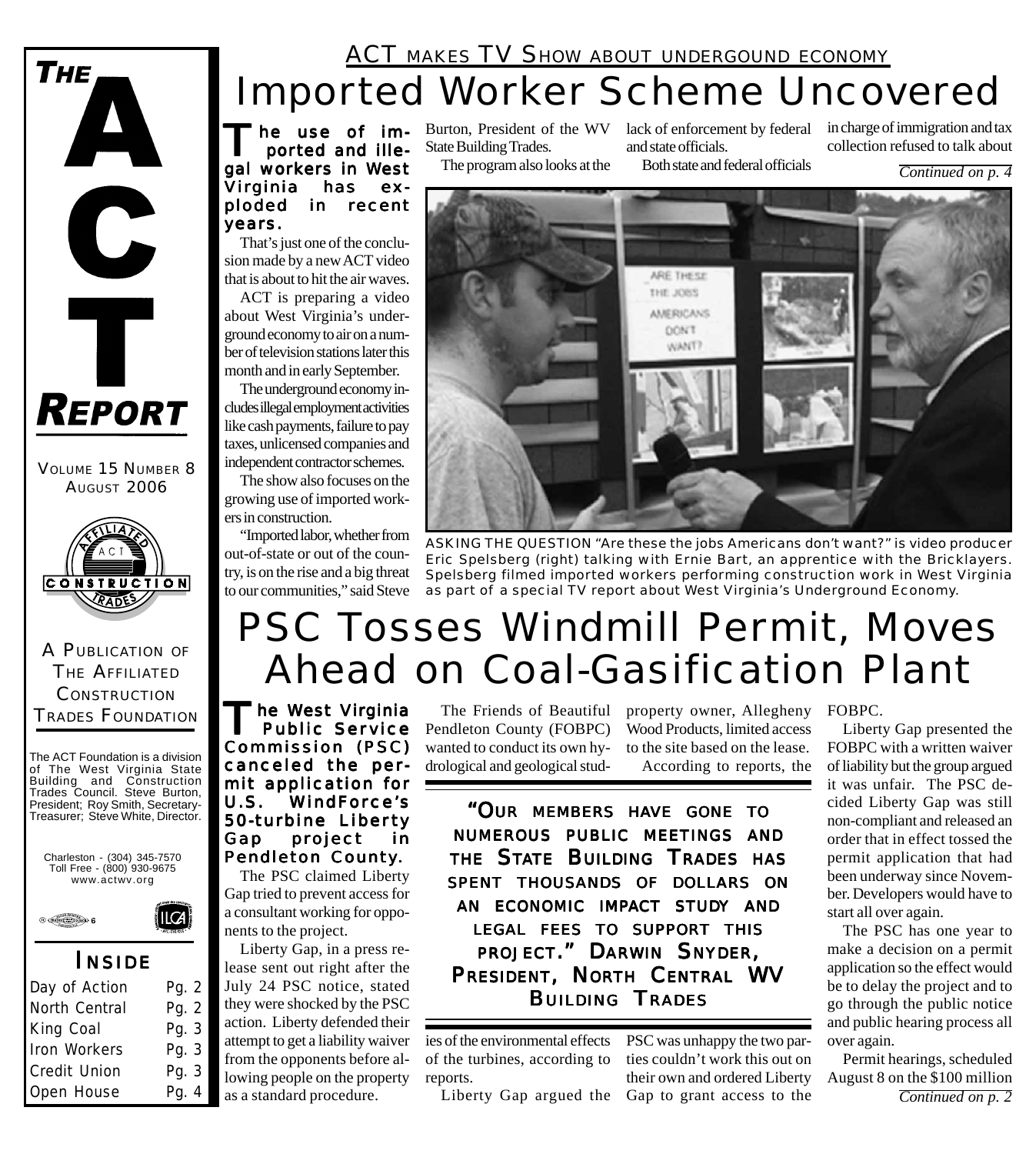# THE ACT REPORT

VOLUME 15 NUMBER 8
AUGUST 2006

A PUBLICATION OF THE AFFILIATED CONSTRUCTION TRADES FOUNDATION

The ACT Foundation is a division of The West Virginia State Building and Construction Trades Council. Steve Burton, President; Roy Smith, Secretary-Treasurer; Steve White, Director.

Charleston - (304) 345-7570
Toll Free - (800) 930-9675
www.actwv.org

## INSIDE

| | |
|---|---|
| Day of Action | Pg. 2 |
| North Central | Pg. 2 |
| King Coal | Pg. 3 |
| Iron Workers | Pg. 3 |
| Credit Union | Pg. 3 |
| Open House | Pg. 4 |

### ACT MAKES TV SHOW ABOUT UNDERGOUND ECONOMY

# Imported Worker Scheme Uncovered

**The use of imported and illegal workers in West Virginia has exploded in recent years.**

That's just one of the conclusion made by a new ACT video that is about to hit the air waves.

ACT is preparing a video about West Virginia's underground economy to air on a number of television stations later this month and in early September.

The underground economy includes illegal employment activities like cash payments, failure to pay taxes, unlicensed companies and independent contractor schemes.

The show also focuses on the growing use of imported workers in construction.

"Imported labor, whether from out-of-state or out of the country, is on the rise and a big threat to our communities," said Steve Burton, President of the WV State Building Trades.

The program also looks at the lack of enforcement by federal and state officials.

Both state and federal officials in charge of immigration and tax collection refused to talk about

*Continued on p. 4*

ASKING THE QUESTION "Are these the jobs Americans don't want?" is video producer Eric Spelsberg (right) talking with Ernie Bart, an apprentice with the Bricklayers. Spelsberg filmed imported workers performing construction work in West Virginia as part of a special TV report about West Virginia's Underground Economy.

# PSC Tosses Windmill Permit, Moves Ahead on Coal-Gasification Plant

**The West Virginia Public Service Commission (PSC) canceled the permit application for U.S. WindForce's 50-turbine Liberty Gap project in Pendleton County.**

The PSC claimed Liberty Gap tried to prevent access for a consultant working for opponents to the project.

Liberty Gap, in a press release sent out right after the July 24 PSC notice, stated they were shocked by the PSC action. Liberty defended their attempt to get a liability waiver from the opponents before allowing people on the property as a standard procedure.

The Friends of Beautiful Pendleton County (FOBPC) wanted to conduct its own hydrological and geological studies of the environmental effects of the turbines, according to reports.

Liberty Gap argued the property owner, Allegheny Wood Products, limited access to the site based on the lease.

> **"OUR MEMBERS HAVE GONE TO NUMEROUS PUBLIC MEETINGS AND THE STATE BUILDING TRADES HAS SPENT THOUSANDS OF DOLLARS ON AN ECONOMIC IMPACT STUDY AND LEGAL FEES TO SUPPORT THIS PROJECT." DARWIN SNYDER, PRESIDENT, NORTH CENTRAL WV BUILDING TRADES**

According to reports, the PSC was unhappy the two parties couldn't work this out on their own and ordered Liberty Gap to grant access to the FOBPC.

Liberty Gap presented the FOBPC with a written waiver of liability but the group argued it was unfair. The PSC decided Liberty Gap was still non-compliant and released an order that in effect tossed the permit application that had been underway since November. Developers would have to start all over again.

The PSC has one year to make a decision on a permit application so the effect would be to delay the project and to go through the public notice and public hearing process all over again.

Permit hearings, scheduled August 8 on the $100 million

*Continued on p. 2*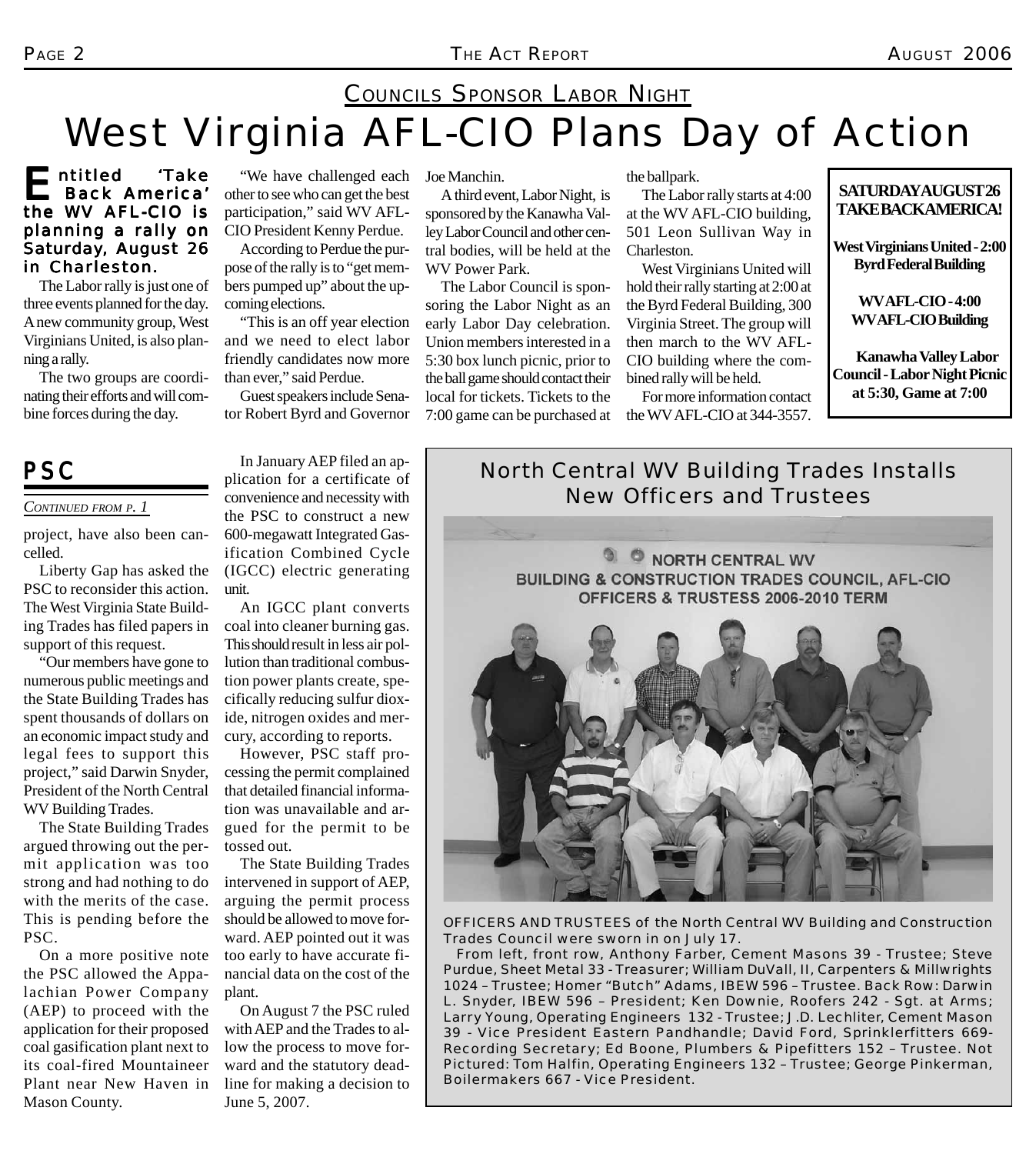## Councils Sponsor Labor Night

# West Virginia AFL-CIO Plans Day of Action

**Entitled 'Take Back America' the WV AFL-CIO is planning a rally on Saturday, August 26 in Charleston.**

The Labor rally is just one of three events planned for the day. A new community group, West Virginians United, is also planning a rally.

The two groups are coordinating their efforts and will combine forces during the day.

"We have challenged each other to see who can get the best participation," said WV AFL-CIO President Kenny Perdue.

According to Perdue the purpose of the rally is to "get members pumped up" about the upcoming elections.

"This is an off year election and we need to elect labor friendly candidates now more than ever," said Perdue.

Guest speakers include Senator Robert Byrd and Governor Joe Manchin.

A third event, Labor Night, is sponsored by the Kanawha Valley Labor Council and other central bodies, will be held at the WV Power Park.

The Labor Council is sponsoring the Labor Night as an early Labor Day celebration. Union members interested in a 5:30 box lunch picnic, prior to the ball game should contact their local for tickets. Tickets to the 7:00 game can be purchased at the ballpark.

The Labor rally starts at 4:00 at the WV AFL-CIO building, 501 Leon Sullivan Way in Charleston.

West Virginians United will hold their rally starting at 2:00 at the Byrd Federal Building, 300 Virginia Street. The group will then march to the WV AFL-CIO building where the combined rally will be held.

For more information contact the WV AFL-CIO at 344-3557.

**SATURDAY AUGUST 26**
**TAKE BACK AMERICA!**

**West Virginians United - 2:00**
**Byrd Federal Building**

**WV AFL-CIO - 4:00**
**WV AFL-CIO Building**

**Kanawha Valley Labor Council - Labor Night Picnic at 5:30, Game at 7:00**

## PSC

*Continued from p. 1*

project, have also been cancelled.

Liberty Gap has asked the PSC to reconsider this action. The West Virginia State Building Trades has filed papers in support of this request.

"Our members have gone to numerous public meetings and the State Building Trades has spent thousands of dollars on an economic impact study and legal fees to support this project," said Darwin Snyder, President of the North Central WV Building Trades.

The State Building Trades argued throwing out the permit application was too strong and had nothing to do with the merits of the case. This is pending before the PSC.

On a more positive note the PSC allowed the Appalachian Power Company (AEP) to proceed with the application for their proposed coal gasification plant next to its coal-fired Mountaineer Plant near New Haven in Mason County.

In January AEP filed an application for a certificate of convenience and necessity with the PSC to construct a new 600-megawatt Integrated Gasification Combined Cycle (IGCC) electric generating unit.

An IGCC plant converts coal into cleaner burning gas. This should result in less air pollution than traditional combustion power plants create, specifically reducing sulfur dioxide, nitrogen oxides and mercury, according to reports.

However, PSC staff processing the permit complained that detailed financial information was unavailable and argued for the permit to be tossed out.

The State Building Trades intervened in support of AEP, arguing the permit process should be allowed to move forward. AEP pointed out it was too early to have accurate financial data on the cost of the plant.

On August 7 the PSC ruled with AEP and the Trades to allow the process to move forward and the statutory deadline for making a decision to June 5, 2007.

## North Central WV Building Trades Installs New Officers and Trustees

NORTH CENTRAL WV BUILDING & CONSTRUCTION TRADES COUNCIL, AFL-CIO OFFICERS & TRUSTESS 2006-2010 TERM

OFFICERS AND TRUSTEES of the North Central WV Building and Construction Trades Council were sworn in on July 17.

From left, front row, Anthony Farber, Cement Masons 39 - Trustee; Steve Purdue, Sheet Metal 33 - Treasurer; William DuVall, II, Carpenters & Millwrights 1024 – Trustee; Homer "Butch" Adams, IBEW 596 – Trustee. Back Row: Darwin L. Snyder, IBEW 596 – President; Ken Downie, Roofers 242 - Sgt. at Arms; Larry Young, Operating Engineers 132 - Trustee; J.D. Lechliter, Cement Mason 39 - Vice President Eastern Pandhandle; David Ford, Sprinklerfitters 669- Recording Secretary; Ed Boone, Plumbers & Pipefitters 152 – Trustee. Not Pictured: Tom Halfin, Operating Engineers 132 – Trustee; George Pinkerman, Boilermakers 667 - Vice President.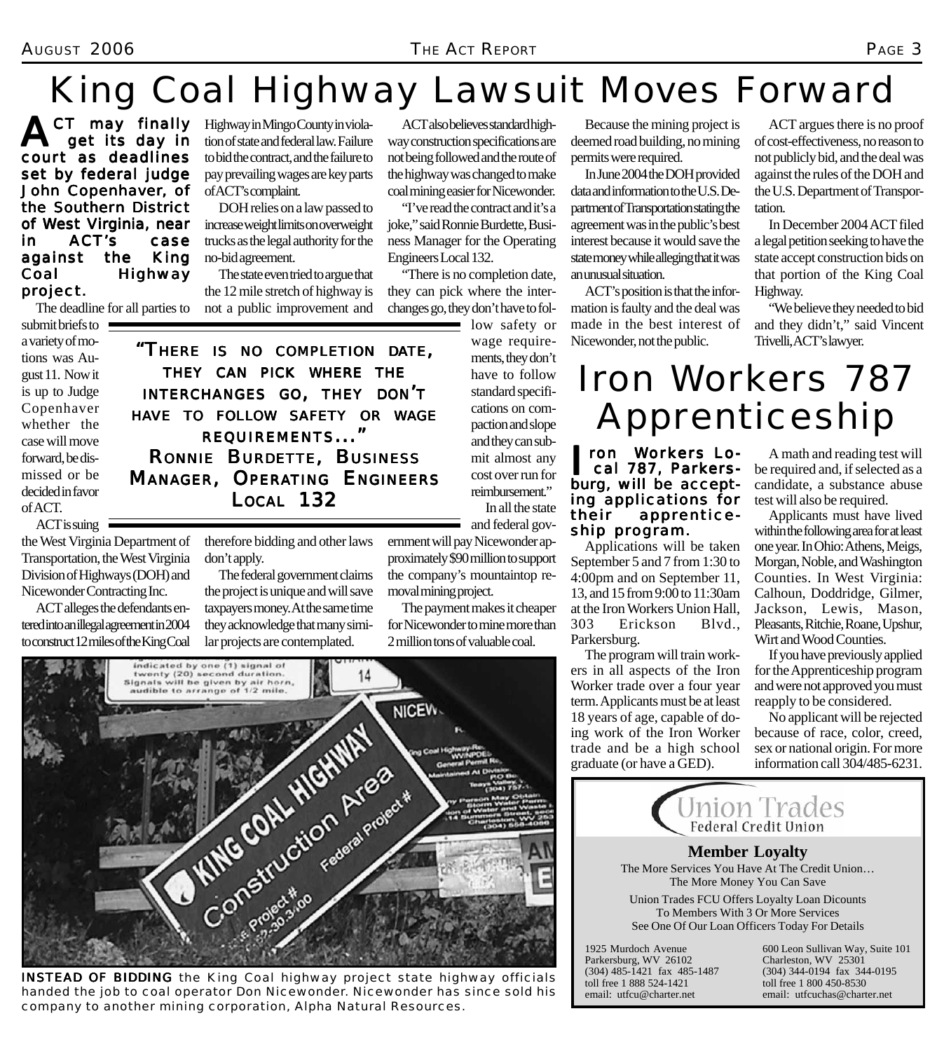# King Coal Highway Lawsuit Moves Forward

**ACT may finally get its day in court as deadlines set by federal judge John Copenhaver, of the Southern District of West Virginia, near in ACT's case against the King Coal Highway project.**

The deadline for all parties to submit briefs to a variety of motions was August 11. Now it is up to Judge Copenhaver whether the case will move forward, be dismissed or be decided in favor of ACT.

ACT is suing the West Virginia Department of Transportation, the West Virginia Division of Highways (DOH) and Nicewonder Contracting Inc.

ACT alleges the defendants entered into an illegal agreement in 2004 to construct 12 miles of the King Coal Highway in Mingo County in violation of state and federal law. Failure to bid the contract, and the failure to pay prevailing wages are key parts of ACT's complaint.

DOH relies on a law passed to increase weight limits on overweight trucks as the legal authority for the no-bid agreement.

The state even tried to argue that the 12 mile stretch of highway is not a public improvement and therefore bidding and other laws don't apply.

The federal government claims the project is unique and will save taxpayers money. At the same time they acknowledge that many similar projects are contemplated.

ACT also believes standard highway construction specifications are not being followed and the route of the highway was changed to make coal mining easier for Nicewonder.

"I've read the contract and it's a joke," said Ronnie Burdette, Business Manager for the Operating Engineers Local 132.

"There is no completion date, they can pick where the interchanges go, they don't have to follow safety or wage requirements, they don't have to follow standard specifications on compaction and slope and they can submit almost any cost over run for reimbursement."

> **"There is no completion date, they can pick where the interchanges go, they don't have to follow safety or wage requirements..."**
> **Ronnie Burdette, Business Manager, Operating Engineers Local 132**

In all the state and federal government will pay Nicewonder approximately $90 million to support the company's mountaintop removal mining project.

The payment makes it cheaper for Nicewonder to mine more than 2 million tons of valuable coal.

Because the mining project is deemed road building, no mining permits were required.

In June 2004 the DOH provided data and information to the U.S. Department of Transportation stating the agreement was in the public's best interest because it would save the state money while alleging that it was an unusual situation.

ACT's position is that the information is faulty and the deal was made in the best interest of Nicewonder, not the public.

ACT argues there is no proof of cost-effectiveness, no reason to not publicly bid, and the deal was against the rules of the DOH and the U.S. Department of Transportation.

In December 2004 ACT filed a legal petition seeking to have the state accept construction bids on that portion of the King Coal Highway.

"We believe they needed to bid and they didn't," said Vincent Trivelli, ACT's lawyer.

**INSTEAD OF BIDDING** the King Coal highway project state highway officials handed the job to coal operator Don Nicewonder. Nicewonder has since sold his company to another mining corporation, Alpha Natural Resources.

# Iron Workers 787 Apprenticeship

**Iron Workers Local 787, Parkersburg, will be accepting applications for their apprenticeship program.**

Applications will be taken September 5 and 7 from 1:30 to 4:00pm and on September 11, 13, and 15 from 9:00 to 11:30am at the Iron Workers Union Hall, 303 Erickson Blvd., Parkersburg.

The program will train workers in all aspects of the Iron Worker trade over a four year term. Applicants must be at least 18 years of age, capable of doing work of the Iron Worker trade and be a high school graduate (or have a GED).

A math and reading test will be required and, if selected as a candidate, a substance abuse test will also be required.

Applicants must have lived within the following area for at least one year. In Ohio: Athens, Meigs, Morgan, Noble, and Washington Counties. In West Virginia: Calhoun, Doddridge, Gilmer, Jackson, Lewis, Mason, Pleasants, Ritchie, Roane, Upshur, Wirt and Wood Counties.

If you have previously applied for the Apprenticeship program and were not approved you must reapply to be considered.

No applicant will be rejected because of race, color, creed, sex or national origin. For more information call 304/485-6231.

---

**Union Trades Federal Credit Union**

**Member Loyalty**

The More Services You Have At The Credit Union…
The More Money You Can Save

Union Trades FCU Offers Loyalty Loan Dicounts
To Members With 3 Or More Services
See One Of Our Loan Officers Today For Details

1925 Murdoch Avenue
Parkersburg, WV 26102
(304) 485-1421 fax 485-1487
toll free 1 888 524-1421
email: utfcu@charter.net

600 Leon Sullivan Way, Suite 101
Charleston, WV 25301
(304) 344-0194 fax 344-0195
toll free 1 800 450-8530
email: utfcuchas@charter.net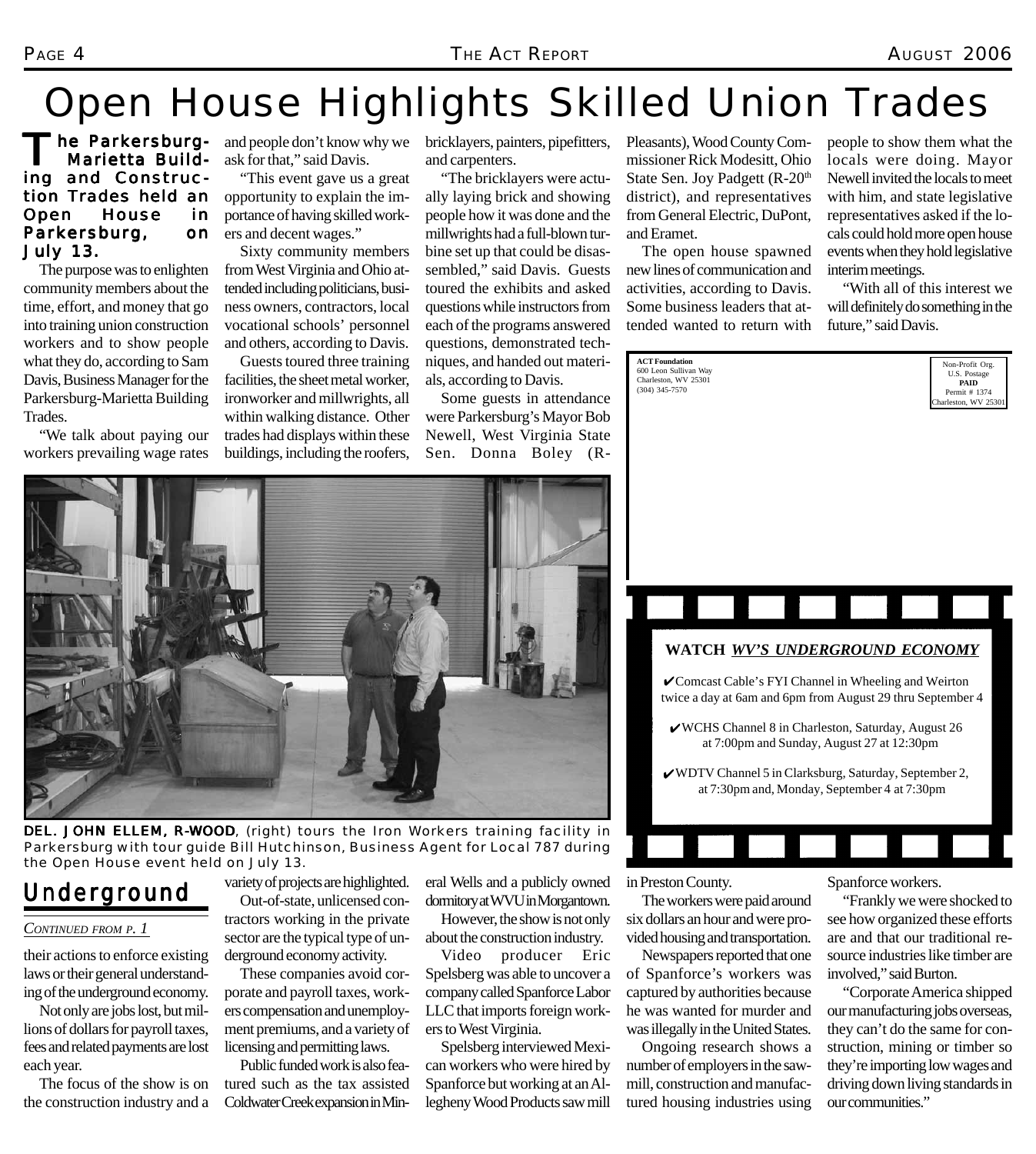# Open House Highlights Skilled Union Trades

**The Parkersburg-Marietta Building and Construction Trades held an Open House in Parkersburg, on July 13.**

The purpose was to enlighten community members about the time, effort, and money that go into training union construction workers and to show people what they do, according to Sam Davis, Business Manager for the Parkersburg-Marietta Building Trades.

"We talk about paying our workers prevailing wage rates and people don't know why we ask for that," said Davis.

"This event gave us a great opportunity to explain the importance of having skilled workers and decent wages."

Sixty community members from West Virginia and Ohio attended including politicians, business owners, contractors, local vocational schools' personnel and others, according to Davis.

Guests toured three training facilities, the sheet metal worker, ironworker and millwrights, all within walking distance. Other trades had displays within these buildings, including the roofers, bricklayers, painters, pipefitters, and carpenters.

"The bricklayers were actually laying brick and showing people how it was done and the millwrights had a full-blown turbine set up that could be disassembled," said Davis. Guests toured the exhibits and asked questions while instructors from each of the programs answered questions, demonstrated techniques, and handed out materials, according to Davis.

Some guests in attendance were Parkersburg's Mayor Bob Newell, West Virginia State Sen. Donna Boley (R-Pleasants), Wood County Commissioner Rick Modesitt, Ohio State Sen. Joy Padgett (R-20th district), and representatives from General Electric, DuPont, and Eramet.

The open house spawned new lines of communication and activities, according to Davis. Some business leaders that attended wanted to return with people to show them what the locals were doing. Mayor Newell invited the locals to meet with him, and state legislative representatives asked if the locals could hold more open house events when they hold legislative interim meetings.

"With all of this interest we will definitely do something in the future," said Davis.

**DEL. JOHN ELLEM, R-WOOD**, (right) tours the Iron Workers training facility in Parkersburg with tour guide Bill Hutchinson, Business Agent for Local 787 during the Open House event held on July 13.

**ACT Foundation**
600 Leon Sullivan Way
Charleston, WV 25301
(304) 345-7570

Non-Profit Org.
U.S. Postage
**PAID**
Permit # 1374
Charleston, WV 25301

**WATCH *WV'S UNDERGROUND ECONOMY***

✔Comcast Cable's FYI Channel in Wheeling and Weirton twice a day at 6am and 6pm from August 29 thru September 4

✔WCHS Channel 8 in Charleston, Saturday, August 26 at 7:00pm and Sunday, August 27 at 12:30pm

✔WDTV Channel 5 in Clarksburg, Saturday, September 2, at 7:30pm and, Monday, September 4 at 7:30pm

## Underground

*CONTINUED FROM P. 1*

their actions to enforce existing laws or their general understanding of the underground economy.

Not only are jobs lost, but millions of dollars for payroll taxes, fees and related payments are lost each year.

The focus of the show is on the construction industry and a variety of projects are highlighted.

Out-of-state, unlicensed contractors working in the private sector are the typical type of underground economy activity.

These companies avoid corporate and payroll taxes, workers compensation and unemployment premiums, and a variety of licensing and permitting laws.

Public funded work is also featured such as the tax assisted Coldwater Creek expansion in Mineral Wells and a publicly owned dormitory at WVU in Morgantown.

However, the show is not only about the construction industry.

Video producer Eric Spelsberg was able to uncover a company called Spanforce Labor LLC that imports foreign workers to West Virginia.

Spelsberg interviewed Mexican workers who were hired by Spanforce but working at an Allegheny Wood Products saw mill in Preston County.

The workers were paid around six dollars an hour and were provided housing and transportation.

Newspapers reported that one of Spanforce's workers was captured by authorities because he was wanted for murder and was illegally in the United States.

Ongoing research shows a number of employers in the sawmill, construction and manufactured housing industries using Spanforce workers.

"Frankly we were shocked to see how organized these efforts are and that our traditional resource industries like timber are involved," said Burton.

"Corporate America shipped our manufacturing jobs overseas, they can't do the same for construction, mining or timber so they're importing low wages and driving down living standards in our communities."